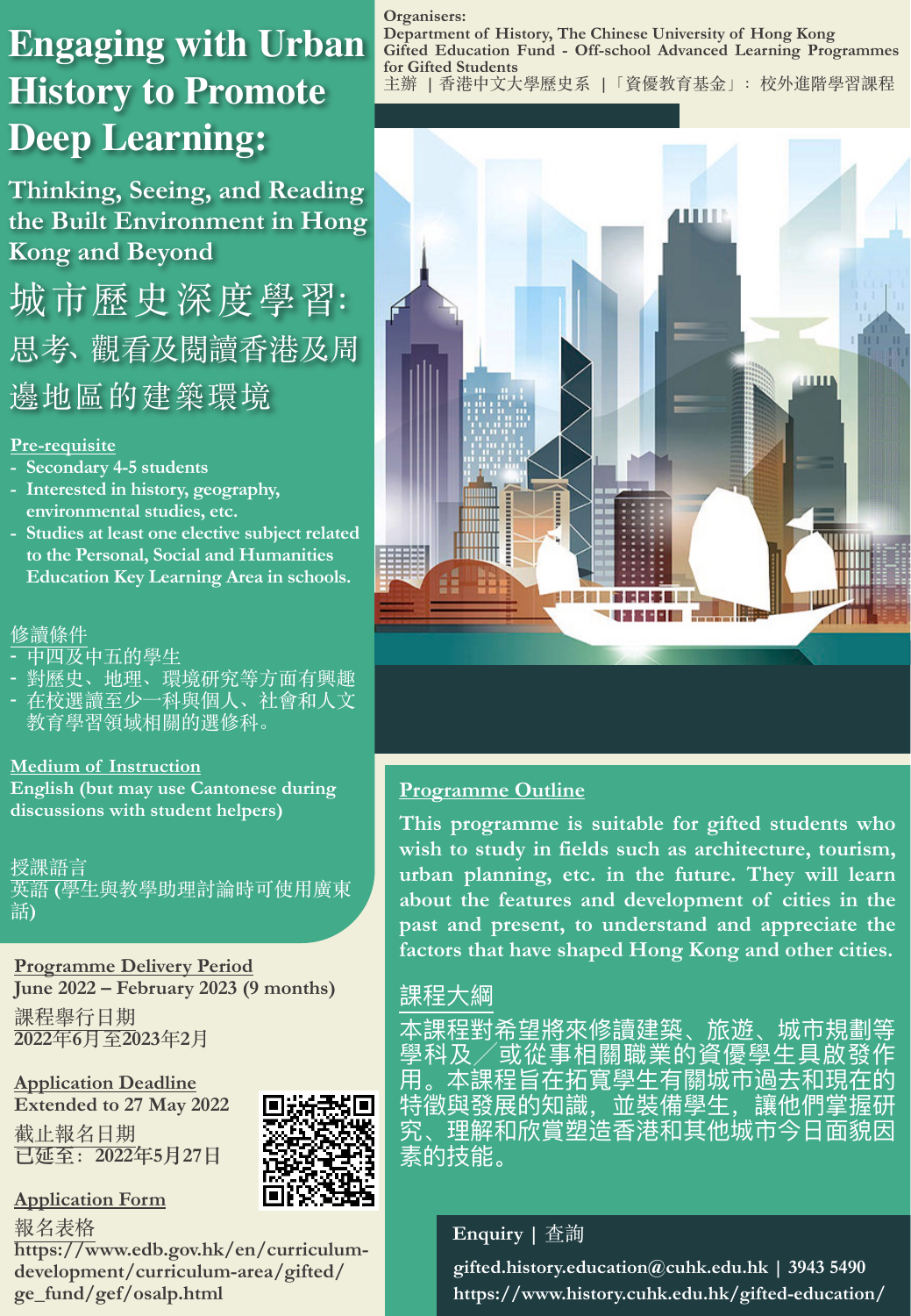# Engaging with Urban History to Promote Deep Learning:

## Thinking, Seeing, and Reading the Built Environment in Hong Kong and Beyond

# 城市歷史深度學習:

## 思考、觀看及閱讀香港及周邊地區的建築環境

**Organisers:**
**Department of History, The Chinese University of Hong Kong**
**Gifted Education Fund - Off-school Advanced Learning Programmes for Gifted Students**
主辦 | 香港中文大學歷史系 | 「資優教育基金」：校外進階學習課程

**Pre-requisite**

- Secondary 4-5 students
- Interested in history, geography, environmental studies, etc.
- Studies at least one elective subject related to the Personal, Social and Humanities Education Key Learning Area in schools.

修讀條件

- 中四及中五的學生
- 對歷史、地理、環境研究等方面有興趣
- 在校選讀至少一科與個人、社會和人文教育學習領域相關的選修科。

**Medium of Instruction**

English (but may use Cantonese during discussions with student helpers)

授課語言

英語 (學生與教學助理討論時可使用廣東話)

**Programme Delivery Period**

June 2022 – February 2023 (9 months)

課程舉行日期

2022年6月至2023年2月

**Application Deadline**

Extended to 27 May 2022

截止報名日期

已延至：2022年5月27日

**Application Form**

報名表格

https://www.edb.gov.hk/en/curriculum-development/curriculum-area/gifted/ge_fund/gef/osalp.html

**Programme Outline**

This programme is suitable for gifted students who wish to study in fields such as architecture, tourism, urban planning, etc. in the future. They will learn about the features and development of cities in the past and present, to understand and appreciate the factors that have shaped Hong Kong and other cities.

課程大綱

本課程對希望將來修讀建築、旅遊、城市規劃等學科及／或從事相關職業的資優學生具啟發作用。本課程旨在拓寬學生有關城市過去和現在的特徵與發展的知識，並裝備學生，讓他們掌握研究、理解和欣賞塑造香港和其他城市今日面貌因素的技能。

**Enquiry | 查詢**

gifted.history.education@cuhk.edu.hk | 3943 5490

https://www.history.cuhk.edu.hk/gifted-education/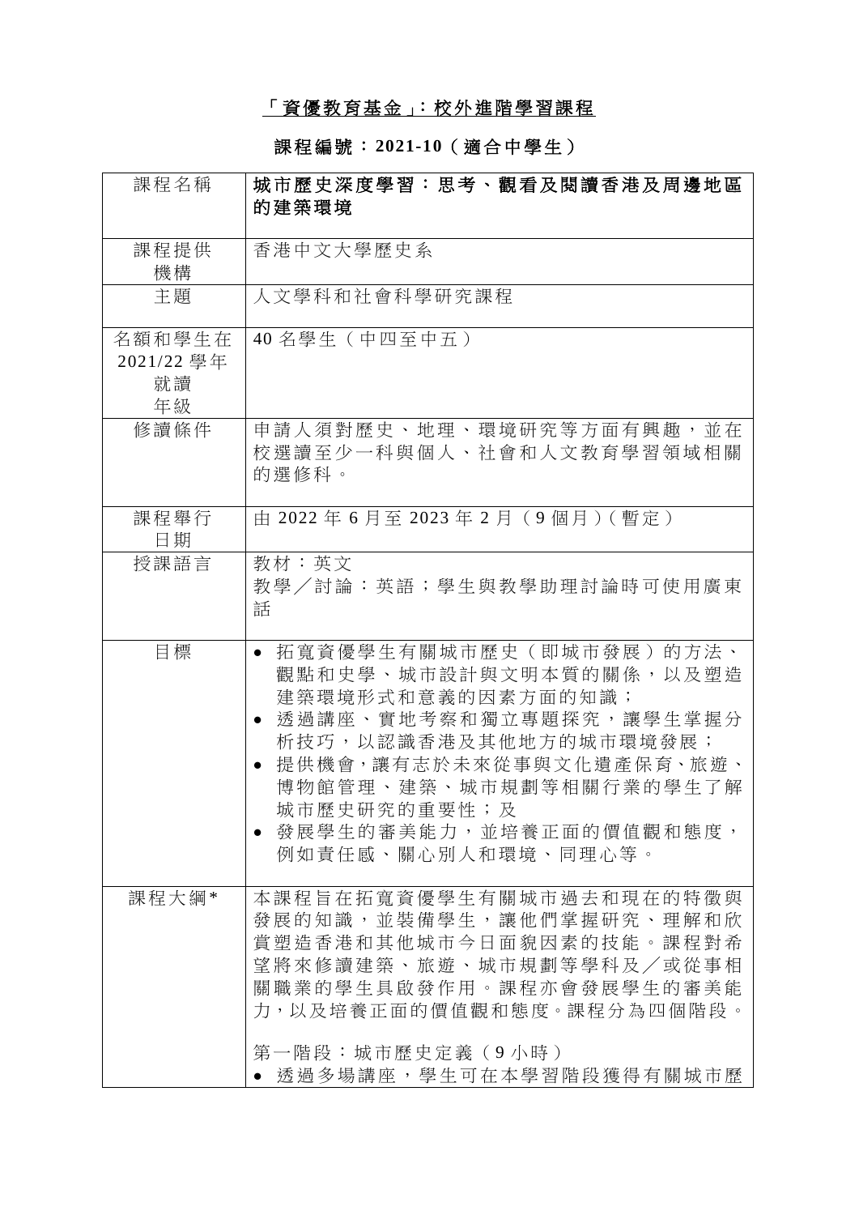## 「資優教育基金」：校外進階學習課程

## 課程編號：2021-10（適合中學生）

| 課程名稱 | **城市歷史深度學習：思考、觀看及閱讀香港及周邊地區的建築環境** |
|---|---|
| 課程提供機構 | 香港中文大學歷史系 |
| 主題 | 人文學科和社會科學研究課程 |
| 名額和學生在 2021/22 學年就讀年級 | 40 名學生（中四至中五） |
| 修讀條件 | 申請人須對歷史、地理、環境研究等方面有興趣，並在校選讀至少一科與個人、社會和人文教育學習領域相關的選修科。 |
| 課程舉行日期 | 由 2022 年 6 月至 2023 年 2 月（9 個月）（暫定） |
| 授課語言 | 教材：英文<br>教學／討論：英語；學生與教學助理討論時可使用廣東話 |
| 目標 | • 拓寬資優學生有關城市歷史（即城市發展）的方法、觀點和史學、城市設計與文明本質的關係，以及塑造建築環境形式和意義的因素方面的知識；<br>• 透過講座、實地考察和獨立專題探究，讓學生掌握分析技巧，以認識香港及其他地方的城市環境發展；<br>• 提供機會，讓有志於未來從事與文化遺產保育、旅遊、博物館管理、建築、城市規劃等相關行業的學生了解城市歷史研究的重要性；及<br>• 發展學生的審美能力，並培養正面的價值觀和態度，例如責任感、關心別人和環境、同理心等。 |
| 課程大綱* | 本課程旨在拓寬資優學生有關城市過去和現在的特徵與發展的知識，並裝備學生，讓他們掌握研究、理解和欣賞塑造香港和其他城市今日面貌因素的技能。課程對希望將來修讀建築、旅遊、城市規劃等學科及／或從事相關職業的學生具啟發作用。課程亦會發展學生的審美能力，以及培養正面的價值觀和態度。課程分為四個階段。<br><br>第一階段：城市歷史定義（9 小時）<br>• 透過多場講座，學生可在本學習階段獲得有關城市歷 |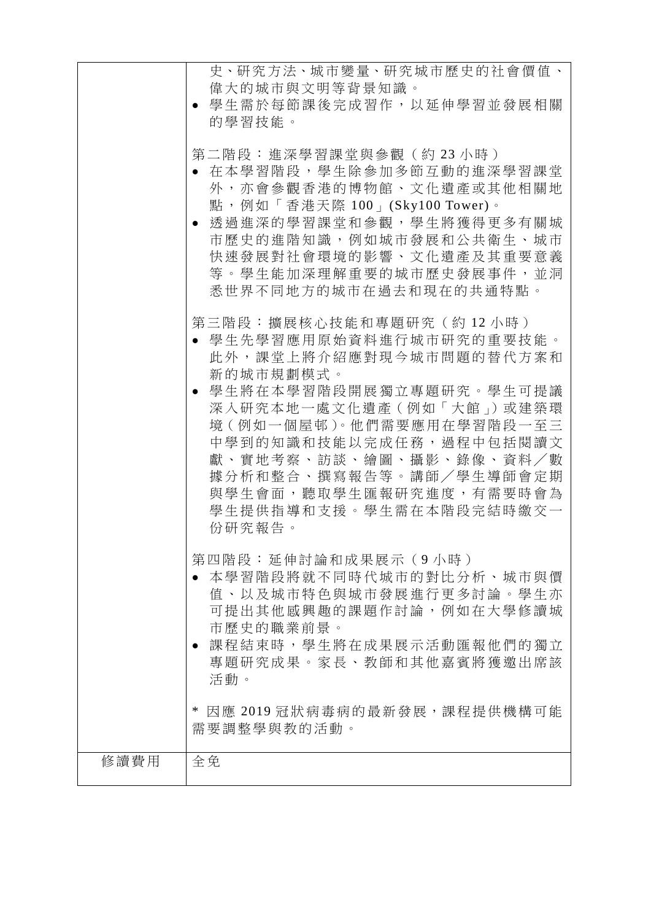| | |
|---|---|
| | 史、研究方法、城市變量、研究城市歷史的社會價值、偉大的城市與文明等背景知識。<br>• 學生需於每節課後完成習作，以延伸學習並發展相關的學習技能。<br><br>第二階段：進深學習課堂與參觀（約 23 小時）<br>• 在本學習階段，學生除參加多節互動的進深學習課堂外，亦會參觀香港的博物館、文化遺產或其他相關地點，例如「香港天際 100」(Sky100 Tower)。<br>• 透過進深的學習課堂和參觀，學生將獲得更多有關城市歷史的進階知識，例如城市發展和公共衞生、城市快速發展對社會環境的影響、文化遺產及其重要意義等。學生能加深理解重要的城市歷史發展事件，並洞悉世界不同地方的城市在過去和現在的共通特點。<br><br>第三階段：擴展核心技能和專題研究（約 12 小時）<br>• 學生先學習應用原始資料進行城市研究的重要技能。此外，課堂上將介紹應對現今城市問題的替代方案和新的城市規劃模式。<br>• 學生將在本學習階段開展獨立專題研究。學生可提議深入研究本地一處文化遺產（例如「大館」）或建築環境（例如一個屋邨）。他們需要應用在學習階段一至三中學到的知識和技能以完成任務，過程中包括閱讀文獻、實地考察、訪談、繪圖、攝影、錄像、資料／數據分析和整合、撰寫報告等。講師／學生導師會定期與學生會面，聽取學生匯報研究進度，有需要時會為學生提供指導和支援。學生需在本階段完結時繳交一份研究報告。<br><br>第四階段：延伸討論和成果展示（9 小時）<br>• 本學習階段將就不同時代城市的對比分析、城市與價值、以及城市特色與城市發展進行更多討論。學生亦可提出其他感興趣的課題作討論，例如在大學修讀城市歷史的職業前景。<br>• 課程結束時，學生將在成果展示活動匯報他們的獨立專題研究成果。家長、教師和其他嘉賓將獲邀出席該活動。<br><br>* 因應 2019 冠狀病毒病的最新發展，課程提供機構可能需要調整學與教的活動。 |
| 修讀費用 | 全免 |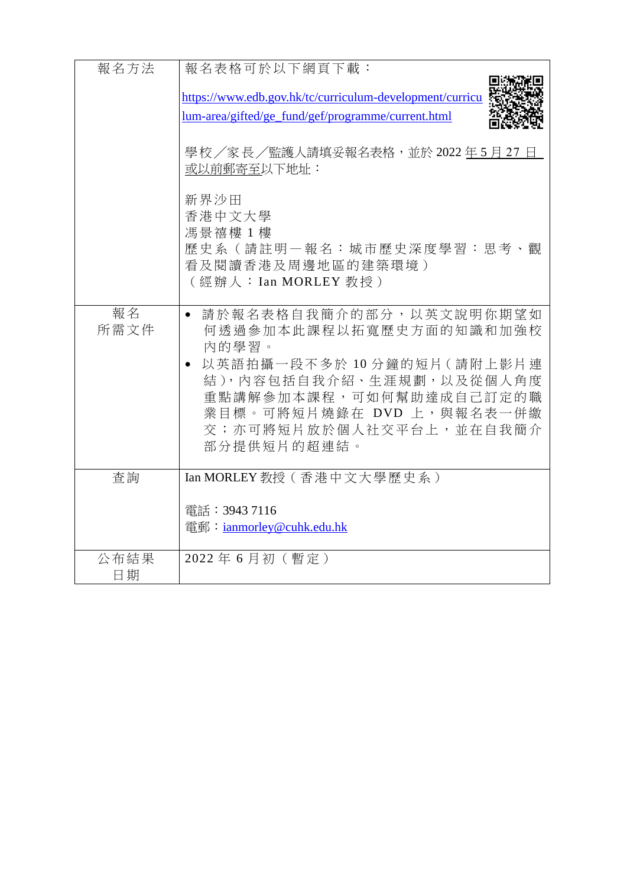| 報名方法 | 報名表格可於以下網頁下載：<br><br>https://www.edb.gov.hk/tc/curriculum-development/curriculum-area/gifted/ge_fund/gef/programme/current.html<br><br>學校／家長／監護人請填妥報名表格，並於 2022 年 5 月 27 日或以前郵寄至以下地址：<br><br>新界沙田<br>香港中文大學<br>馮景禧樓 1 樓<br>歷史系（請註明－報名：城市歷史深度學習：思考、觀看及閱讀香港及周邊地區的建築環境）<br>（經辦人：Ian MORLEY 教授） |
|---|---|
| 報名<br>所需文件 | • 請於報名表格自我簡介的部分，以英文說明你期望如何透過參加本此課程以拓寬歷史方面的知識和加強校內的學習。<br>• 以英語拍攝一段不多於 10 分鐘的短片（請附上影片連結），內容包括自我介紹、生涯規劃，以及從個人角度重點講解參加本課程，可如何幫助達成自己訂定的職業目標。可將短片燒錄在 DVD 上，與報名表一併繳交；亦可將短片放於個人社交平台上，並在自我簡介部分提供短片的超連結。 |
| 查詢 | Ian MORLEY 教授（香港中文大學歷史系）<br><br>電話：3943 7116<br>電郵：ianmorley@cuhk.edu.hk |
| 公布結果<br>日期 | 2022 年 6 月初（暫定） |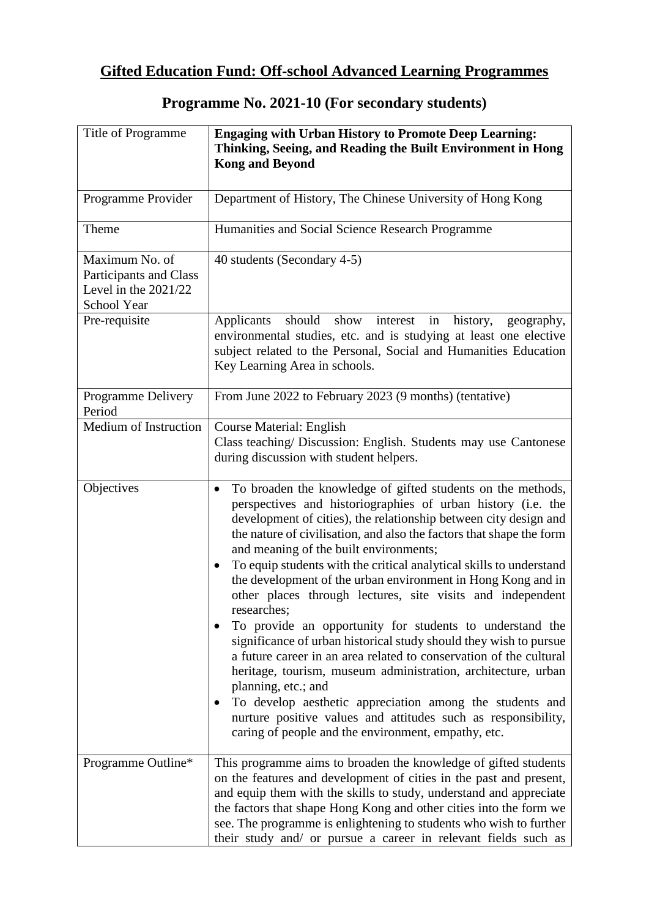# Gifted Education Fund: Off-school Advanced Learning Programmes

## Programme No. 2021-10 (For secondary students)

| Title of Programme | **Engaging with Urban History to Promote Deep Learning: Thinking, Seeing, and Reading the Built Environment in Hong Kong and Beyond** |
|---|---|
| Programme Provider | Department of History, The Chinese University of Hong Kong |
| Theme | Humanities and Social Science Research Programme |
| Maximum No. of Participants and Class Level in the 2021/22 School Year | 40 students (Secondary 4-5) |
| Pre-requisite | Applicants should show interest in history, geography, environmental studies, etc. and is studying at least one elective subject related to the Personal, Social and Humanities Education Key Learning Area in schools. |
| Programme Delivery Period | From June 2022 to February 2023 (9 months) (tentative) |
| Medium of Instruction | Course Material: English<br>Class teaching/ Discussion: English. Students may use Cantonese during discussion with student helpers. |
| Objectives | • To broaden the knowledge of gifted students on the methods, perspectives and historiographies of urban history (i.e. the development of cities), the relationship between city design and the nature of civilisation, and also the factors that shape the form and meaning of the built environments;<br>• To equip students with the critical analytical skills to understand the development of the urban environment in Hong Kong and in other places through lectures, site visits and independent researches;<br>• To provide an opportunity for students to understand the significance of urban historical study should they wish to pursue a future career in an area related to conservation of the cultural heritage, tourism, museum administration, architecture, urban planning, etc.; and<br>• To develop aesthetic appreciation among the students and nurture positive values and attitudes such as responsibility, caring of people and the environment, empathy, etc. |
| Programme Outline* | This programme aims to broaden the knowledge of gifted students on the features and development of cities in the past and present, and equip them with the skills to study, understand and appreciate the factors that shape Hong Kong and other cities into the form we see. The programme is enlightening to students who wish to further their study and/ or pursue a career in relevant fields such as |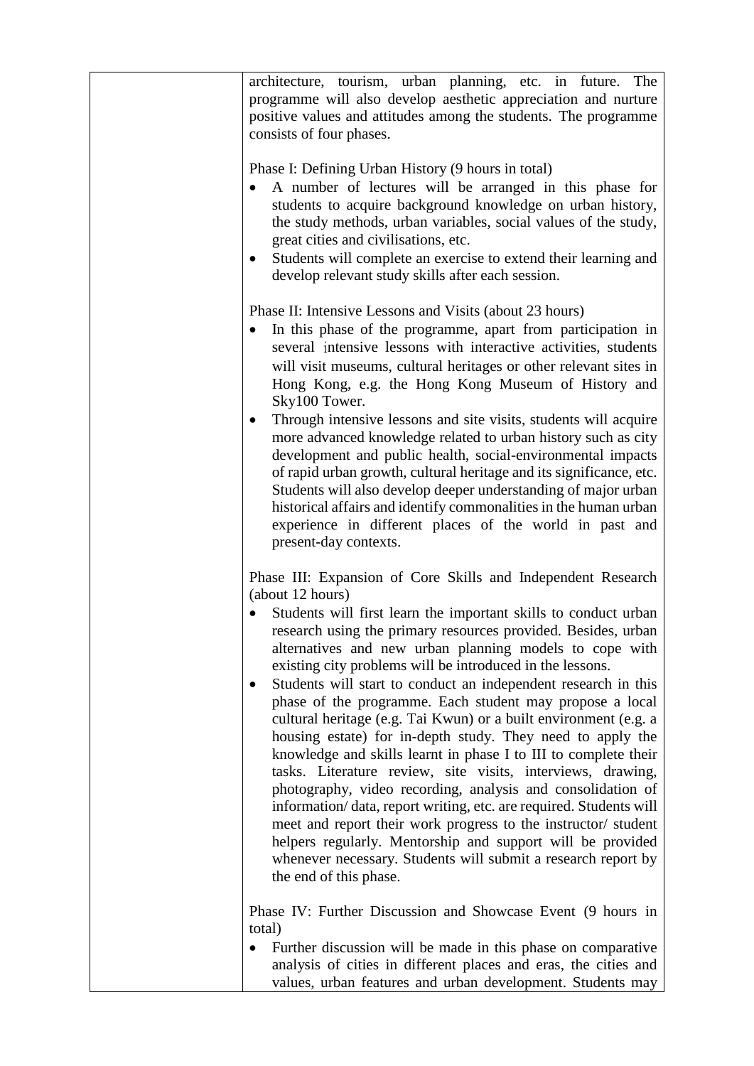| | |
|---|---|
| | architecture, tourism, urban planning, etc. in future. The programme will also develop aesthetic appreciation and nurture positive values and attitudes among the students. The programme consists of four phases.<br><br>Phase I: Defining Urban History (9 hours in total)<br>• A number of lectures will be arranged in this phase for students to acquire background knowledge on urban history, the study methods, urban variables, social values of the study, great cities and civilisations, etc.<br>• Students will complete an exercise to extend their learning and develop relevant study skills after each session.<br><br>Phase II: Intensive Lessons and Visits (about 23 hours)<br>• In this phase of the programme, apart from participation in several intensive lessons with interactive activities, students will visit museums, cultural heritages or other relevant sites in Hong Kong, e.g. the Hong Kong Museum of History and Sky100 Tower.<br>• Through intensive lessons and site visits, students will acquire more advanced knowledge related to urban history such as city development and public health, social-environmental impacts of rapid urban growth, cultural heritage and its significance, etc. Students will also develop deeper understanding of major urban historical affairs and identify commonalities in the human urban experience in different places of the world in past and present-day contexts.<br><br>Phase III: Expansion of Core Skills and Independent Research (about 12 hours)<br>• Students will first learn the important skills to conduct urban research using the primary resources provided. Besides, urban alternatives and new urban planning models to cope with existing city problems will be introduced in the lessons.<br>• Students will start to conduct an independent research in this phase of the programme. Each student may propose a local cultural heritage (e.g. Tai Kwun) or a built environment (e.g. a housing estate) for in-depth study. They need to apply the knowledge and skills learnt in phase I to III to complete their tasks. Literature review, site visits, interviews, drawing, photography, video recording, analysis and consolidation of information/ data, report writing, etc. are required. Students will meet and report their work progress to the instructor/ student helpers regularly. Mentorship and support will be provided whenever necessary. Students will submit a research report by the end of this phase.<br><br>Phase IV: Further Discussion and Showcase Event (9 hours in total)<br>• Further discussion will be made in this phase on comparative analysis of cities in different places and eras, the cities and values, urban features and urban development. Students may |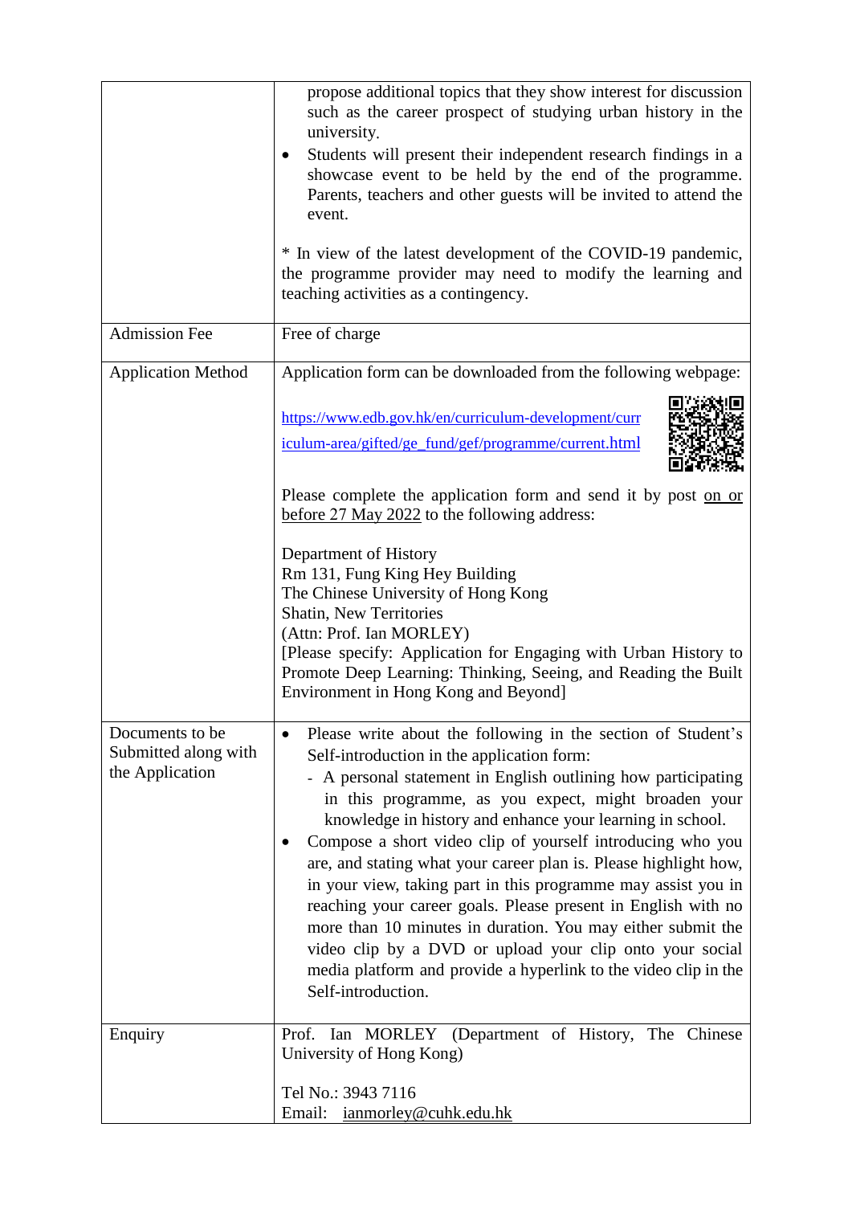| | |
|---|---|
| | propose additional topics that they show interest for discussion such as the career prospect of studying urban history in the university.<br>• Students will present their independent research findings in a showcase event to be held by the end of the programme. Parents, teachers and other guests will be invited to attend the event.<br><br>* In view of the latest development of the COVID-19 pandemic, the programme provider may need to modify the learning and teaching activities as a contingency. |
| Admission Fee | Free of charge |
| Application Method | Application form can be downloaded from the following webpage:<br><br>https://www.edb.gov.hk/en/curriculum-development/curriculum-area/gifted/ge_fund/gef/programme/current.html<br><br>Please complete the application form and send it by post <u>on or before 27 May 2022</u> to the following address:<br><br>Department of History<br>Rm 131, Fung King Hey Building<br>The Chinese University of Hong Kong<br>Shatin, New Territories<br>(Attn: Prof. Ian MORLEY)<br>[Please specify: Application for Engaging with Urban History to Promote Deep Learning: Thinking, Seeing, and Reading the Built Environment in Hong Kong and Beyond] |
| Documents to be Submitted along with the Application | • Please write about the following in the section of Student's Self-introduction in the application form:<br>- A personal statement in English outlining how participating in this programme, as you expect, might broaden your knowledge in history and enhance your learning in school.<br>• Compose a short video clip of yourself introducing who you are, and stating what your career plan is. Please highlight how, in your view, taking part in this programme may assist you in reaching your career goals. Please present in English with no more than 10 minutes in duration. You may either submit the video clip by a DVD or upload your clip onto your social media platform and provide a hyperlink to the video clip in the Self-introduction. |
| Enquiry | Prof. Ian MORLEY (Department of History, The Chinese University of Hong Kong)<br><br>Tel No.: 3943 7116<br>Email: ianmorley@cuhk.edu.hk |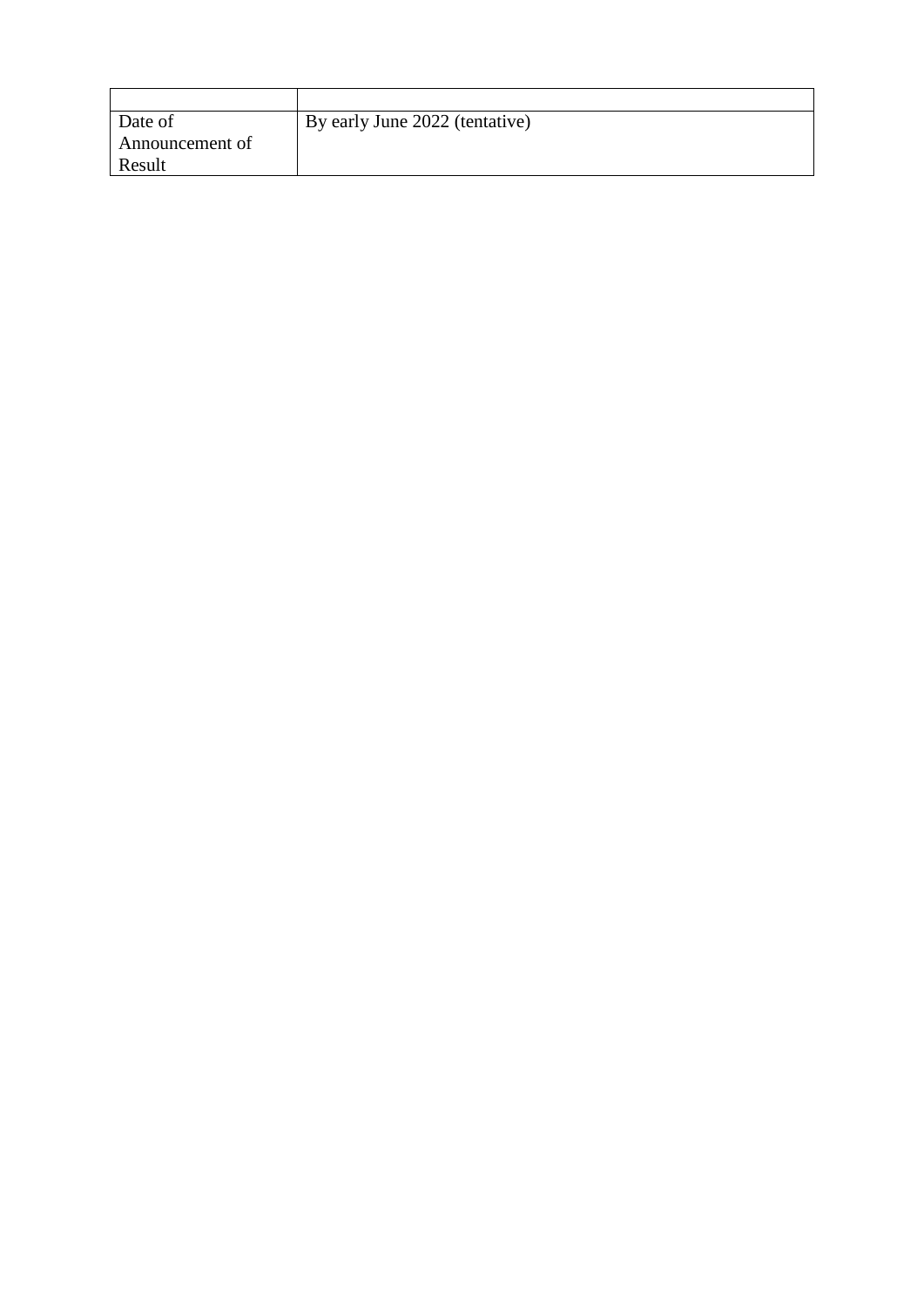| | |
|---|---|
| Date of Announcement of Result | By early June 2022 (tentative) |